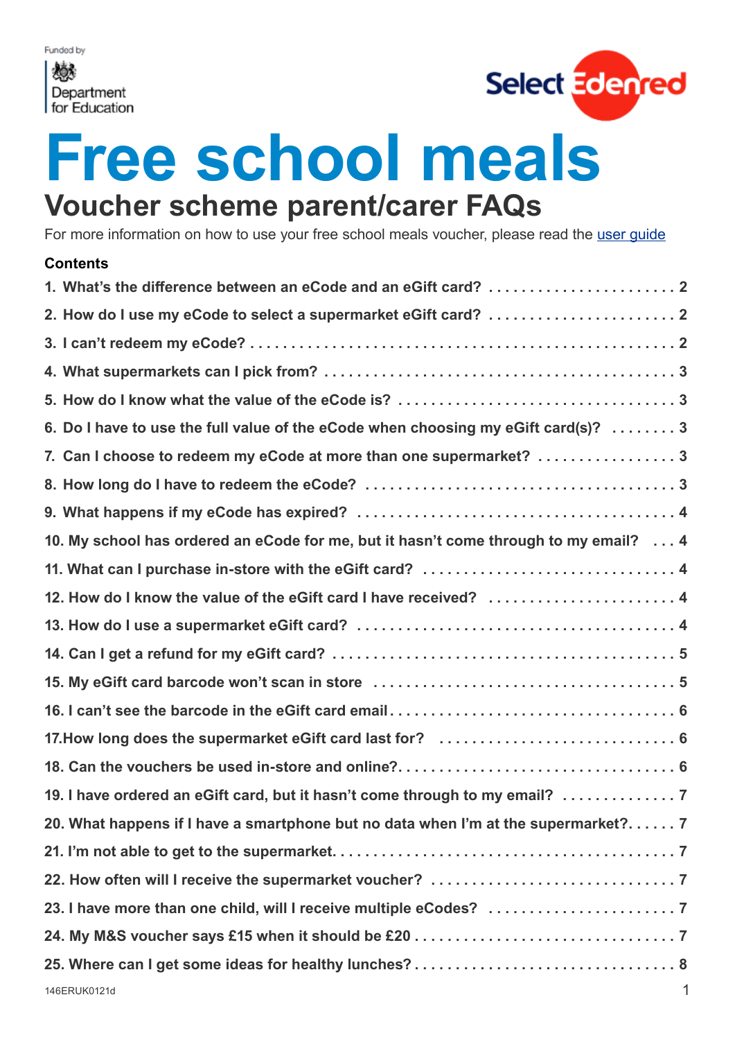Funded by

Department for Education

Select Edenred

# Free school meals

## Voucher scheme parent/carer FAQs

For more information on how to use your free school meals voucher, please read the user guide

**Contents**

1. What's the difference between an eCode and an eGift card? . . . . . 2
2. How do I use my eCode to select a supermarket eGift card? . . . . . 2
3. I can't redeem my eCode? . . . . . 2
4. What supermarkets can I pick from? . . . . . 3
5. How do I know what the value of the eCode is? . . . . . 3
6. Do I have to use the full value of the eCode when choosing my eGift card(s)? . . . . . 3
7. Can I choose to redeem my eCode at more than one supermarket? . . . . . 3
8. How long do I have to redeem the eCode? . . . . . 3
9. What happens if my eCode has expired? . . . . . 4
10. My school has ordered an eCode for me, but it hasn't come through to my email? . . . . . 4
11. What can I purchase in-store with the eGift card? . . . . . 4
12. How do I know the value of the eGift card I have received? . . . . . 4
13. How do I use a supermarket eGift card? . . . . . 4
14. Can I get a refund for my eGift card? . . . . . 5
15. My eGift card barcode won't scan in store . . . . . 5
16. I can't see the barcode in the eGift card email . . . . . 6
17. How long does the supermarket eGift card last for? . . . . . 6
18. Can the vouchers be used in-store and online? . . . . . 6
19. I have ordered an eGift card, but it hasn't come through to my email? . . . . . 7
20. What happens if I have a smartphone but no data when I'm at the supermarket? . . . . . 7
21. I'm not able to get to the supermarket . . . . . 7
22. How often will I receive the supermarket voucher? . . . . . 7
23. I have more than one child, will I receive multiple eCodes? . . . . . 7
24. My M&S voucher says £15 when it should be £20 . . . . . 7
25. Where can I get some ideas for healthy lunches? . . . . . 8

146ERUK0121d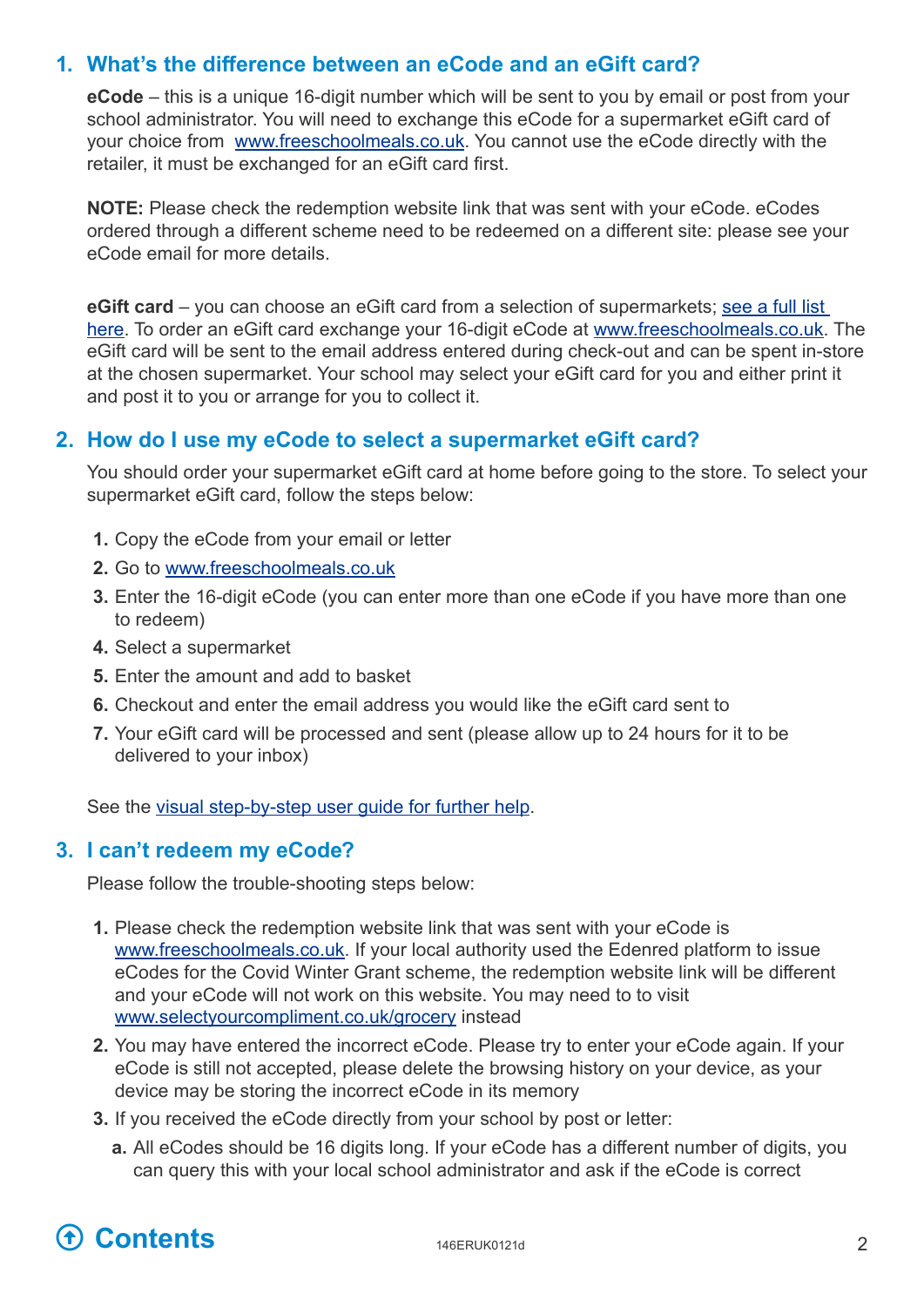## 1. What's the difference between an eCode and an eGift card?

**eCode** – this is a unique 16-digit number which will be sent to you by email or post from your school administrator. You will need to exchange this eCode for a supermarket eGift card of your choice from www.freeschoolmeals.co.uk. You cannot use the eCode directly with the retailer, it must be exchanged for an eGift card first.

**NOTE:** Please check the redemption website link that was sent with your eCode. eCodes ordered through a different scheme need to be redeemed on a different site: please see your eCode email for more details.

**eGift card** – you can choose an eGift card from a selection of supermarkets; see a full list here. To order an eGift card exchange your 16-digit eCode at www.freeschoolmeals.co.uk. The eGift card will be sent to the email address entered during check-out and can be spent in-store at the chosen supermarket. Your school may select your eGift card for you and either print it and post it to you or arrange for you to collect it.

## 2. How do I use my eCode to select a supermarket eGift card?

You should order your supermarket eGift card at home before going to the store. To select your supermarket eGift card, follow the steps below:

1. Copy the eCode from your email or letter
2. Go to www.freeschoolmeals.co.uk
3. Enter the 16-digit eCode (you can enter more than one eCode if you have more than one to redeem)
4. Select a supermarket
5. Enter the amount and add to basket
6. Checkout and enter the email address you would like the eGift card sent to
7. Your eGift card will be processed and sent (please allow up to 24 hours for it to be delivered to your inbox)

See the visual step-by-step user guide for further help.

## 3. I can't redeem my eCode?

Please follow the trouble-shooting steps below:

1. Please check the redemption website link that was sent with your eCode is www.freeschoolmeals.co.uk. If your local authority used the Edenred platform to issue eCodes for the Covid Winter Grant scheme, the redemption website link will be different and your eCode will not work on this website. You may need to to visit www.selectyourcompliment.co.uk/grocery instead
2. You may have entered the incorrect eCode. Please try to enter your eCode again. If your eCode is still not accepted, please delete the browsing history on your device, as your device may be storing the incorrect eCode in its memory
3. If you received the eCode directly from your school by post or letter:
   a. All eCodes should be 16 digits long. If your eCode has a different number of digits, you can query this with your local school administrator and ask if the eCode is correct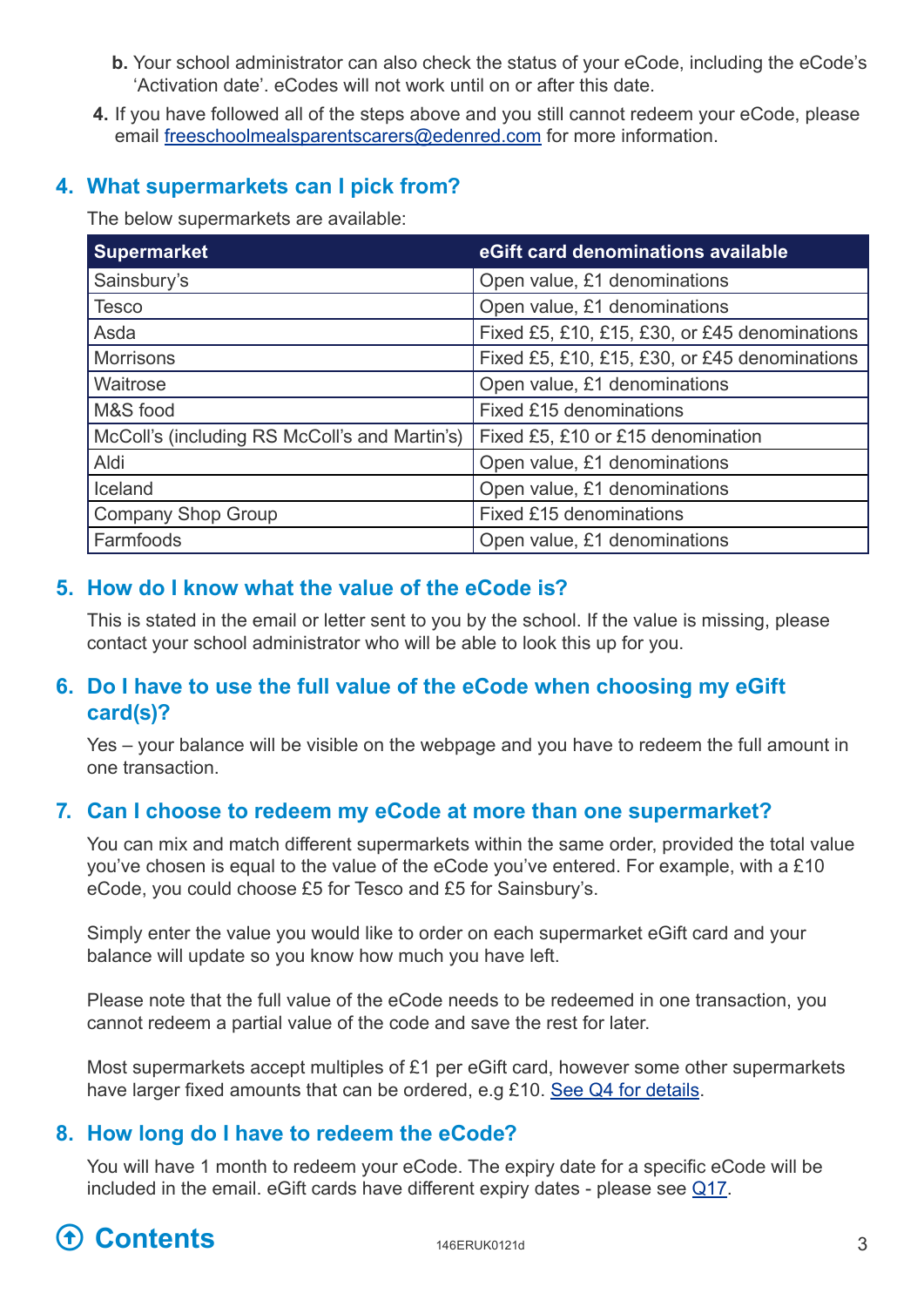b. Your school administrator can also check the status of your eCode, including the eCode's 'Activation date'. eCodes will not work until on or after this date.

4. If you have followed all of the steps above and you still cannot redeem your eCode, please email [freeschoolmealsparentscarers@edenred.com](mailto:freeschoolmealsparentscarers@edenred.com) for more information.

## 4. What supermarkets can I pick from?

The below supermarkets are available:

| Supermarket | eGift card denominations available |
| --- | --- |
| Sainsbury's | Open value, £1 denominations |
| Tesco | Open value, £1 denominations |
| Asda | Fixed £5, £10, £15, £30, or £45 denominations |
| Morrisons | Fixed £5, £10, £15, £30, or £45 denominations |
| Waitrose | Open value, £1 denominations |
| M&S food | Fixed £15 denominations |
| McColl's (including RS McColl's and Martin's) | Fixed £5, £10 or £15 denomination |
| Aldi | Open value, £1 denominations |
| Iceland | Open value, £1 denominations |
| Company Shop Group | Fixed £15 denominations |
| Farmfoods | Open value, £1 denominations |

## 5. How do I know what the value of the eCode is?

This is stated in the email or letter sent to you by the school. If the value is missing, please contact your school administrator who will be able to look this up for you.

## 6. Do I have to use the full value of the eCode when choosing my eGift card(s)?

Yes – your balance will be visible on the webpage and you have to redeem the full amount in one transaction.

## 7. Can I choose to redeem my eCode at more than one supermarket?

You can mix and match different supermarkets within the same order, provided the total value you've chosen is equal to the value of the eCode you've entered. For example, with a £10 eCode, you could choose £5 for Tesco and £5 for Sainsbury's.

Simply enter the value you would like to order on each supermarket eGift card and your balance will update so you know how much you have left.

Please note that the full value of the eCode needs to be redeemed in one transaction, you cannot redeem a partial value of the code and save the rest for later.

Most supermarkets accept multiples of £1 per eGift card, however some other supermarkets have larger fixed amounts that can be ordered, e.g £10. See Q4 for details.

## 8. How long do I have to redeem the eCode?

You will have 1 month to redeem your eCode. The expiry date for a specific eCode will be included in the email. eGift cards have different expiry dates - please see Q17.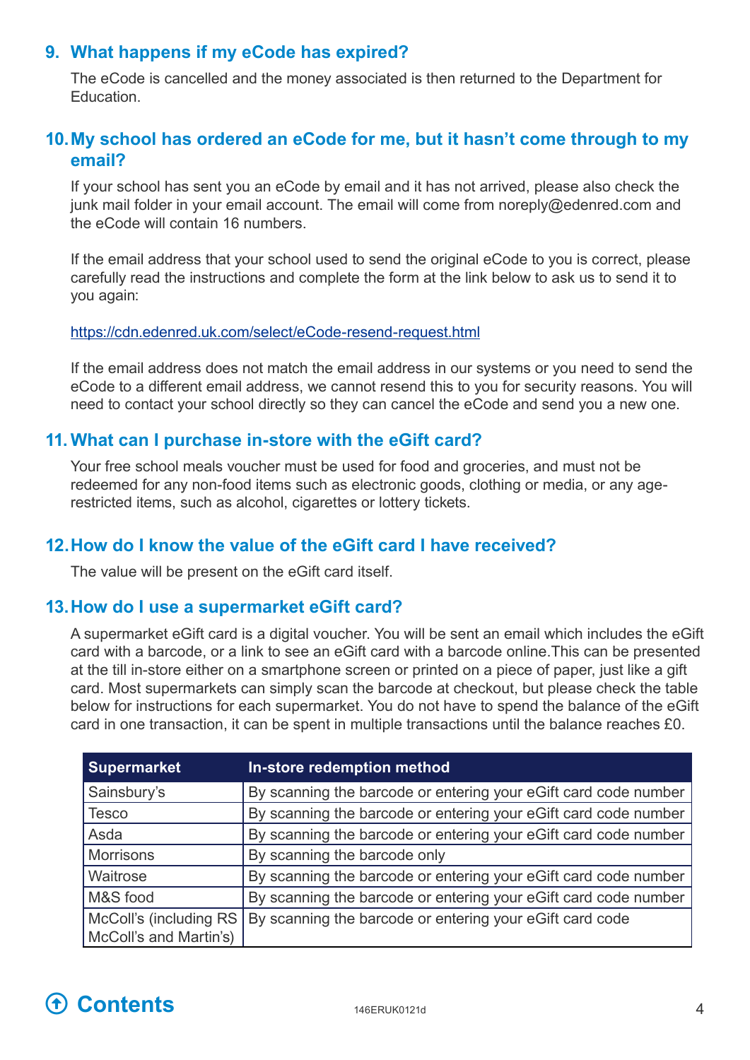## 9. What happens if my eCode has expired?

The eCode is cancelled and the money associated is then returned to the Department for Education.

## 10. My school has ordered an eCode for me, but it hasn't come through to my email?

If your school has sent you an eCode by email and it has not arrived, please also check the junk mail folder in your email account. The email will come from noreply@edenred.com and the eCode will contain 16 numbers.

If the email address that your school used to send the original eCode to you is correct, please carefully read the instructions and complete the form at the link below to ask us to send it to you again:

https://cdn.edenred.uk.com/select/eCode-resend-request.html

If the email address does not match the email address in our systems or you need to send the eCode to a different email address, we cannot resend this to you for security reasons. You will need to contact your school directly so they can cancel the eCode and send you a new one.

## 11. What can I purchase in-store with the eGift card?

Your free school meals voucher must be used for food and groceries, and must not be redeemed for any non-food items such as electronic goods, clothing or media, or any age-restricted items, such as alcohol, cigarettes or lottery tickets.

## 12. How do I know the value of the eGift card I have received?

The value will be present on the eGift card itself.

## 13. How do I use a supermarket eGift card?

A supermarket eGift card is a digital voucher. You will be sent an email which includes the eGift card with a barcode, or a link to see an eGift card with a barcode online. This can be presented at the till in-store either on a smartphone screen or printed on a piece of paper, just like a gift card. Most supermarkets can simply scan the barcode at checkout, but please check the table below for instructions for each supermarket. You do not have to spend the balance of the eGift card in one transaction, it can be spent in multiple transactions until the balance reaches £0.

| Supermarket | In-store redemption method |
|---|---|
| Sainsbury's | By scanning the barcode or entering your eGift card code number |
| Tesco | By scanning the barcode or entering your eGift card code number |
| Asda | By scanning the barcode or entering your eGift card code number |
| Morrisons | By scanning the barcode only |
| Waitrose | By scanning the barcode or entering your eGift card code number |
| M&S food | By scanning the barcode or entering your eGift card code number |
| McColl's (including RS McColl's and Martin's) | By scanning the barcode or entering your eGift card code |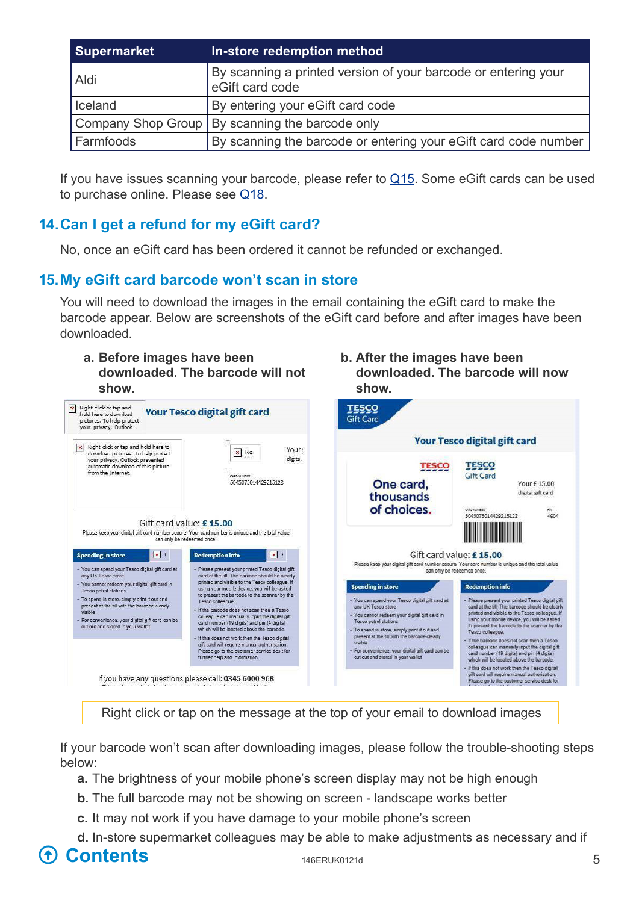| Supermarket | In-store redemption method |
|---|---|
| Aldi | By scanning a printed version of your barcode or entering your eGift card code |
| Iceland | By entering your eGift card code |
| Company Shop Group | By scanning the barcode only |
| Farmfoods | By scanning the barcode or entering your eGift card code number |

If you have issues scanning your barcode, please refer to Q15. Some eGift cards can be used to purchase online. Please see Q18.

## 14. Can I get a refund for my eGift card?

No, once an eGift card has been ordered it cannot be refunded or exchanged.

## 15. My eGift card barcode won't scan in store

You will need to download the images in the email containing the eGift card to make the barcode appear. Below are screenshots of the eGift card before and after images have been downloaded.

**a. Before images have been downloaded. The barcode will not show.**

**b. After the images have been downloaded. The barcode will now show.**

Right click or tap on the message at the top of your email to download images

If your barcode won't scan after downloading images, please follow the trouble-shooting steps below:

**a.** The brightness of your mobile phone's screen display may not be high enough

**b.** The full barcode may not be showing on screen - landscape works better

**c.** It may not work if you have damage to your mobile phone's screen

**d.** In-store supermarket colleagues may be able to make adjustments as necessary and if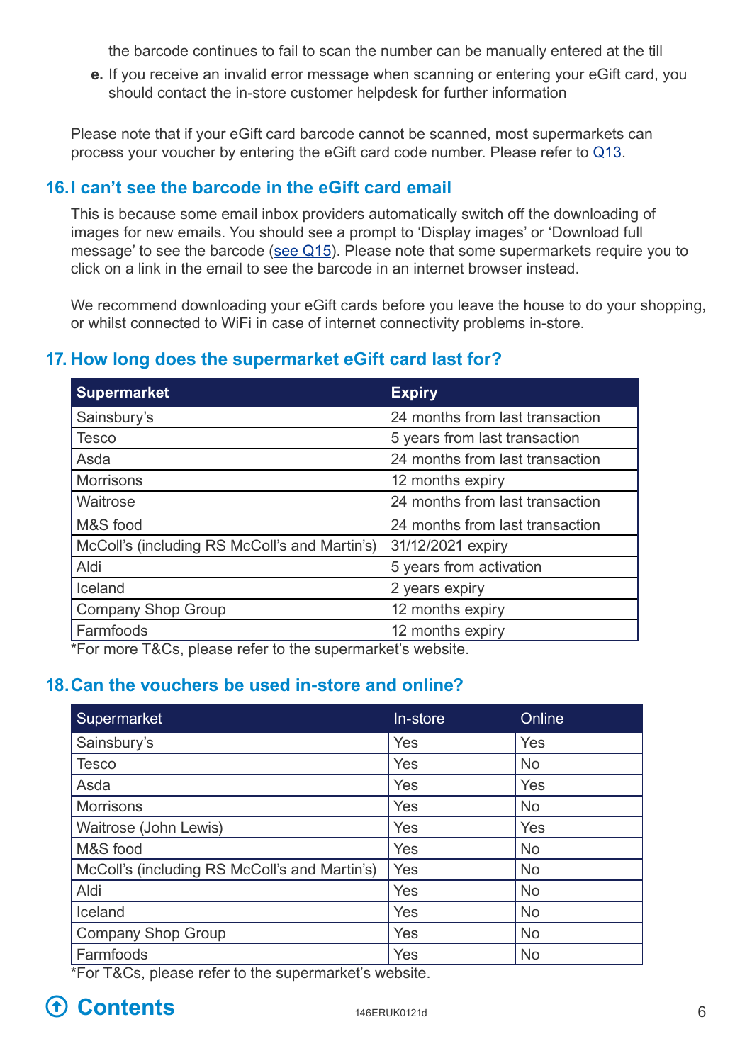the barcode continues to fail to scan the number can be manually entered at the till

**e.** If you receive an invalid error message when scanning or entering your eGift card, you should contact the in-store customer helpdesk for further information

Please note that if your eGift card barcode cannot be scanned, most supermarkets can process your voucher by entering the eGift card code number. Please refer to Q13.

## 16. I can't see the barcode in the eGift card email

This is because some email inbox providers automatically switch off the downloading of images for new emails. You should see a prompt to 'Display images' or 'Download full message' to see the barcode (see Q15). Please note that some supermarkets require you to click on a link in the email to see the barcode in an internet browser instead.

We recommend downloading your eGift cards before you leave the house to do your shopping, or whilst connected to WiFi in case of internet connectivity problems in-store.

## 17. How long does the supermarket eGift card last for?

| Supermarket | Expiry |
|---|---|
| Sainsbury's | 24 months from last transaction |
| Tesco | 5 years from last transaction |
| Asda | 24 months from last transaction |
| Morrisons | 12 months expiry |
| Waitrose | 24 months from last transaction |
| M&S food | 24 months from last transaction |
| McColl's (including RS McColl's and Martin's) | 31/12/2021 expiry |
| Aldi | 5 years from activation |
| Iceland | 2 years expiry |
| Company Shop Group | 12 months expiry |
| Farmfoods | 12 months expiry |

*For more T&Cs, please refer to the supermarket's website.

## 18. Can the vouchers be used in-store and online?

| Supermarket | In-store | Online |
|---|---|---|
| Sainsbury's | Yes | Yes |
| Tesco | Yes | No |
| Asda | Yes | Yes |
| Morrisons | Yes | No |
| Waitrose (John Lewis) | Yes | Yes |
| M&S food | Yes | No |
| McColl's (including RS McColl's and Martin's) | Yes | No |
| Aldi | Yes | No |
| Iceland | Yes | No |
| Company Shop Group | Yes | No |
| Farmfoods | Yes | No |

*For T&Cs, please refer to the supermarket's website.

Contents

146ERUK0121d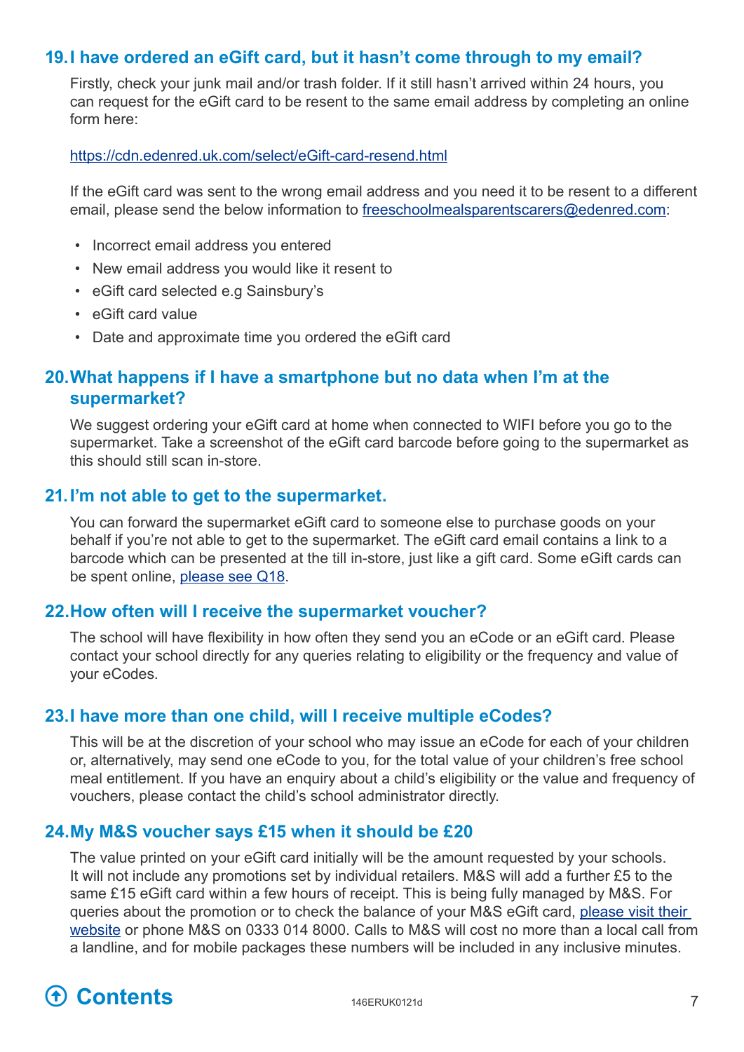## 19. I have ordered an eGift card, but it hasn't come through to my email?

Firstly, check your junk mail and/or trash folder. If it still hasn't arrived within 24 hours, you can request for the eGift card to be resent to the same email address by completing an online form here:

https://cdn.edenred.uk.com/select/eGift-card-resend.html

If the eGift card was sent to the wrong email address and you need it to be resent to a different email, please send the below information to freeschoolmealsparentscarers@edenred.com:

- Incorrect email address you entered
- New email address you would like it resent to
- eGift card selected e.g Sainsbury's
- eGift card value
- Date and approximate time you ordered the eGift card

## 20. What happens if I have a smartphone but no data when I'm at the supermarket?

We suggest ordering your eGift card at home when connected to WIFI before you go to the supermarket. Take a screenshot of the eGift card barcode before going to the supermarket as this should still scan in-store.

## 21. I'm not able to get to the supermarket.

You can forward the supermarket eGift card to someone else to purchase goods on your behalf if you're not able to get to the supermarket. The eGift card email contains a link to a barcode which can be presented at the till in-store, just like a gift card. Some eGift cards can be spent online, please see Q18.

## 22. How often will I receive the supermarket voucher?

The school will have flexibility in how often they send you an eCode or an eGift card. Please contact your school directly for any queries relating to eligibility or the frequency and value of your eCodes.

## 23. I have more than one child, will I receive multiple eCodes?

This will be at the discretion of your school who may issue an eCode for each of your children or, alternatively, may send one eCode to you, for the total value of your children's free school meal entitlement. If you have an enquiry about a child's eligibility or the value and frequency of vouchers, please contact the child's school administrator directly.

## 24. My M&S voucher says £15 when it should be £20

The value printed on your eGift card initially will be the amount requested by your schools. It will not include any promotions set by individual retailers. M&S will add a further £5 to the same £15 eGift card within a few hours of receipt. This is being fully managed by M&S. For queries about the promotion or to check the balance of your M&S eGift card, please visit their website or phone M&S on 0333 014 8000. Calls to M&S will cost no more than a local call from a landline, and for mobile packages these numbers will be included in any inclusive minutes.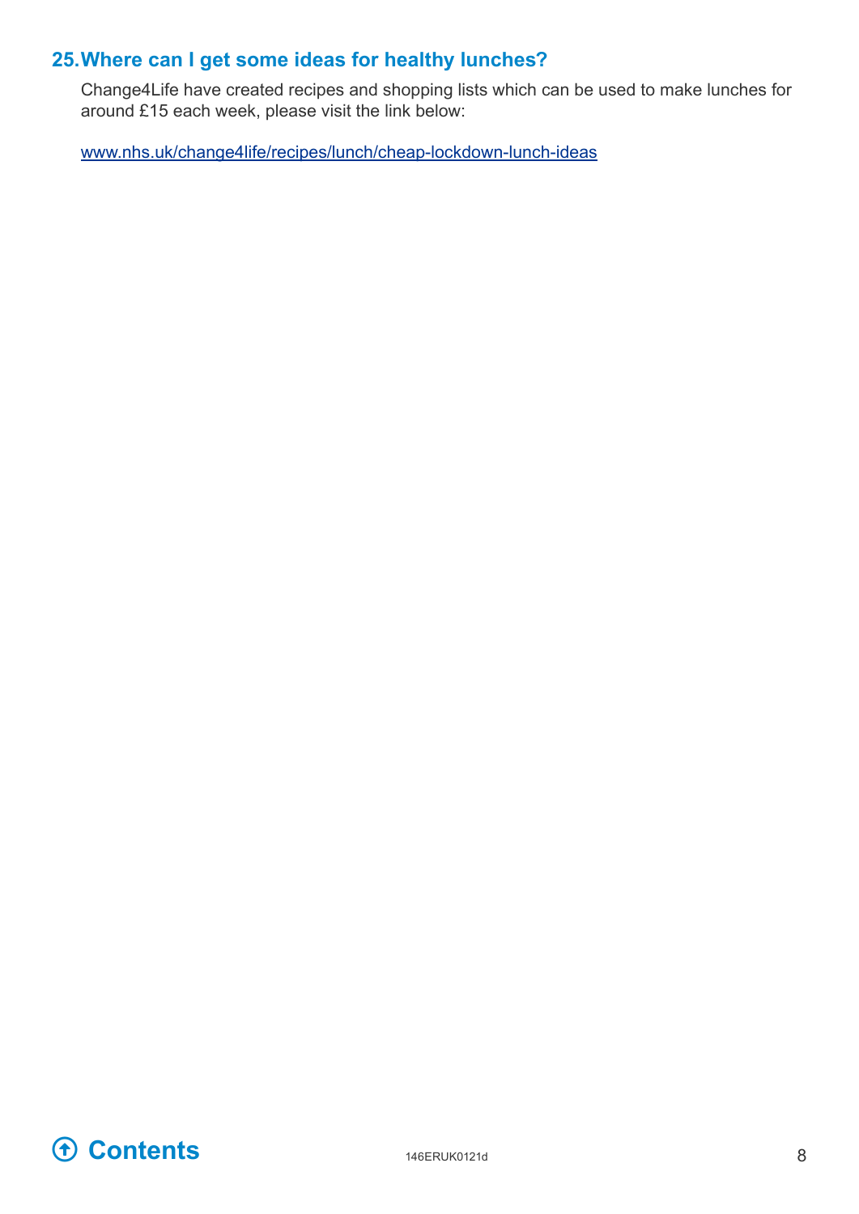## 25. Where can I get some ideas for healthy lunches?

Change4Life have created recipes and shopping lists which can be used to make lunches for around £15 each week, please visit the link below:

[www.nhs.uk/change4life/recipes/lunch/cheap-lockdown-lunch-ideas](http://www.nhs.uk/change4life/recipes/lunch/cheap-lockdown-lunch-ideas)